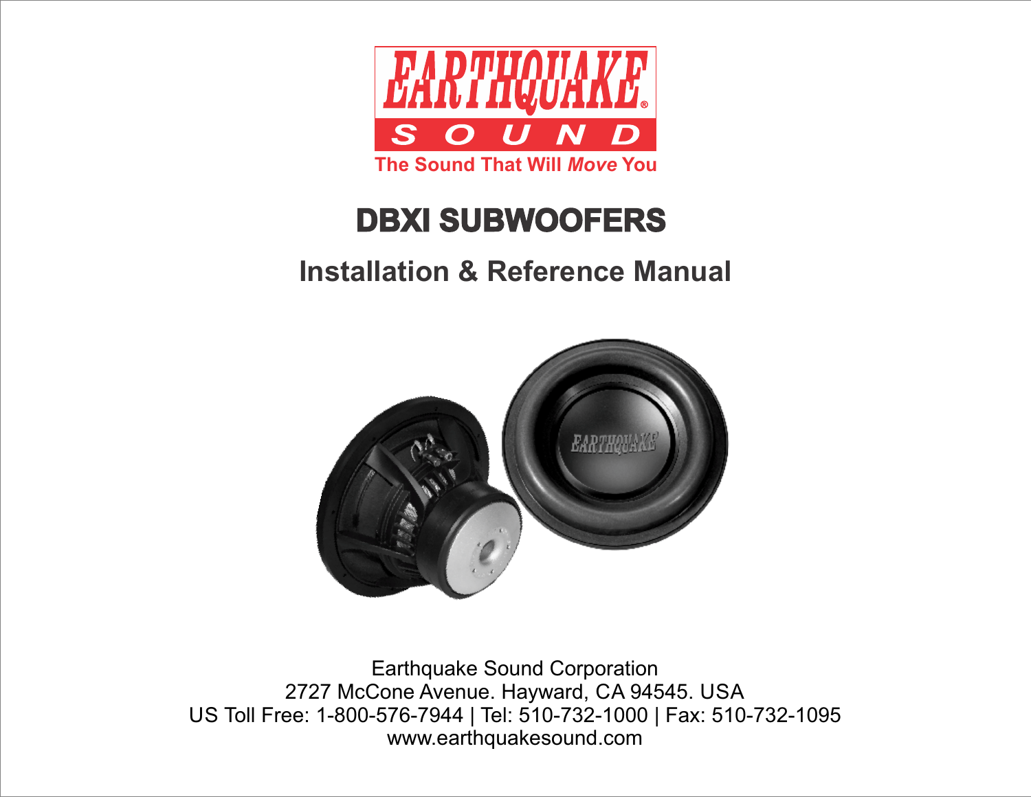EARTHQUAKE®

SOUND

The Sound That Will *Move* You

# DBXI SUBWOOFERS

## Installation & Reference Manual

Earthquake Sound Corporation
2727 McCone Avenue. Hayward, CA 94545. USA
US Toll Free: 1-800-576-7944 | Tel: 510-732-1000 | Fax: 510-732-1095
www.earthquakesound.com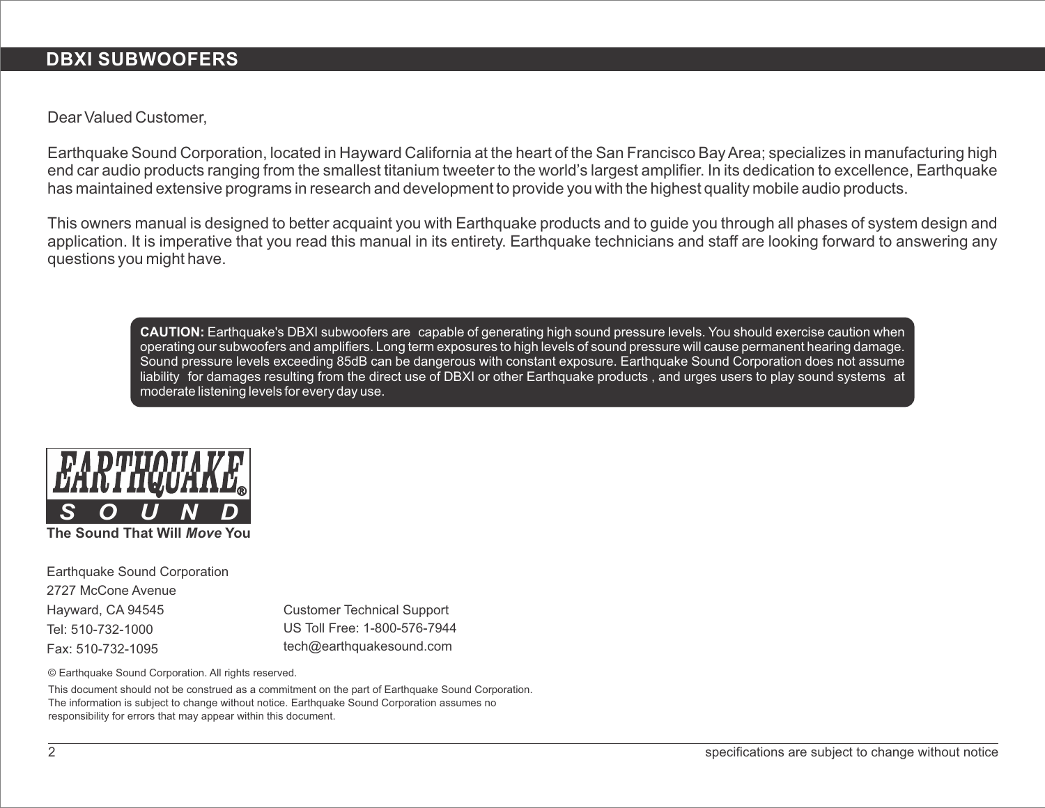Dear Valued Customer,

Earthquake Sound Corporation, located in Hayward California at the heart of the San Francisco Bay Area; specializes in manufacturing high end car audio products ranging from the smallest titanium tweeter to the world's largest amplifier. In its dedication to excellence, Earthquake has maintained extensive programs in research and development to provide you with the highest quality mobile audio products.

This owners manual is designed to better acquaint you with Earthquake products and to guide you through all phases of system design and application. It is imperative that you read this manual in its entirety. Earthquake technicians and staff are looking forward to answering any questions you might have.

**CAUTION:** Earthquake's DBXI subwoofers are capable of generating high sound pressure levels. You should exercise caution when operating our subwoofers and amplifiers. Long term exposures to high levels of sound pressure will cause permanent hearing damage. Sound pressure levels exceeding 85dB can be dangerous with constant exposure. Earthquake Sound Corporation does not assume liability for damages resulting from the direct use of DBXI or other Earthquake products , and urges users to play sound systems at moderate listening levels for every day use.

EARTHQUAKE® SOUND

**The Sound That Will *Move* You**

Earthquake Sound Corporation
2727 McCone Avenue
Hayward, CA 94545
Tel: 510-732-1000
Fax: 510-732-1095

Customer Technical Support
US Toll Free: 1-800-576-7944
tech@earthquakesound.com

© Earthquake Sound Corporation. All rights reserved.

This document should not be construed as a commitment on the part of Earthquake Sound Corporation. The information is subject to change without notice. Earthquake Sound Corporation assumes no responsibility for errors that may appear within this document.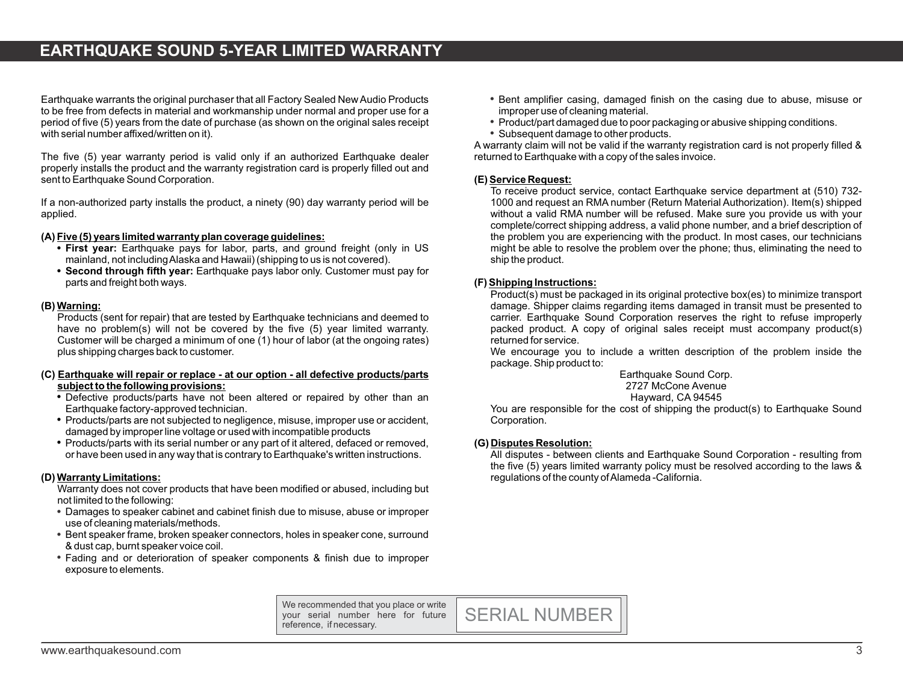# EARTHQUAKE SOUND 5-YEAR LIMITED WARRANTY

Earthquake warrants the original purchaser that all Factory Sealed New Audio Products to be free from defects in material and workmanship under normal and proper use for a period of five (5) years from the date of purchase (as shown on the original sales receipt with serial number affixed/written on it).

The five (5) year warranty period is valid only if an authorized Earthquake dealer properly installs the product and the warranty registration card is properly filled out and sent to Earthquake Sound Corporation.

If a non-authorized party installs the product, a ninety (90) day warranty period will be applied.

**(A) <u>Five (5) years limited warranty plan coverage guidelines:</u>**

- **First year:** Earthquake pays for labor, parts, and ground freight (only in US mainland, not including Alaska and Hawaii) (shipping to us is not covered).
- **Second through fifth year:** Earthquake pays labor only. Customer must pay for parts and freight both ways.

**(B) <u>Warning:</u>**

Products (sent for repair) that are tested by Earthquake technicians and deemed to have no problem(s) will not be covered by the five (5) year limited warranty. Customer will be charged a minimum of one (1) hour of labor (at the ongoing rates) plus shipping charges back to customer.

**(C) <u>Earthquake will repair or replace - at our option - all defective products/parts subject to the following provisions:</u>**

- Defective products/parts have not been altered or repaired by other than an Earthquake factory-approved technician.
- Products/parts are not subjected to negligence, misuse, improper use or accident, damaged by improper line voltage or used with incompatible products
- Products/parts with its serial number or any part of it altered, defaced or removed, or have been used in any way that is contrary to Earthquake's written instructions.

**(D) <u>Warranty Limitations:</u>**

Warranty does not cover products that have been modified or abused, including but not limited to the following:

- Damages to speaker cabinet and cabinet finish due to misuse, abuse or improper use of cleaning materials/methods.
- Bent speaker frame, broken speaker connectors, holes in speaker cone, surround & dust cap, burnt speaker voice coil.
- Fading and or deterioration of speaker components & finish due to improper exposure to elements.
- Bent amplifier casing, damaged finish on the casing due to abuse, misuse or improper use of cleaning material.
- Product/part damaged due to poor packaging or abusive shipping conditions.
- Subsequent damage to other products.

A warranty claim will not be valid if the warranty registration card is not properly filled & returned to Earthquake with a copy of the sales invoice.

**(E) <u>Service Request:</u>**

To receive product service, contact Earthquake service department at (510) 732-1000 and request an RMA number (Return Material Authorization). Item(s) shipped without a valid RMA number will be refused. Make sure you provide us with your complete/correct shipping address, a valid phone number, and a brief description of the problem you are experiencing with the product. In most cases, our technicians might be able to resolve the problem over the phone; thus, eliminating the need to ship the product.

**(F) <u>Shipping Instructions:</u>**

Product(s) must be packaged in its original protective box(es) to minimize transport damage. Shipper claims regarding items damaged in transit must be presented to carrier. Earthquake Sound Corporation reserves the right to refuse improperly packed product. A copy of original sales receipt must accompany product(s) returned for service.

We encourage you to include a written description of the problem inside the package. Ship product to:

Earthquake Sound Corp.
2727 McCone Avenue
Hayward, CA 94545

You are responsible for the cost of shipping the product(s) to Earthquake Sound Corporation.

**(G) <u>Disputes Resolution:</u>**

All disputes - between clients and Earthquake Sound Corporation - resulting from the five (5) years limited warranty policy must be resolved according to the laws & regulations of the county of Alameda -California.

| We recommended that you place or write your serial number here for future reference, if necessary. | SERIAL NUMBER |
|---|---|

www.earthquakesound.com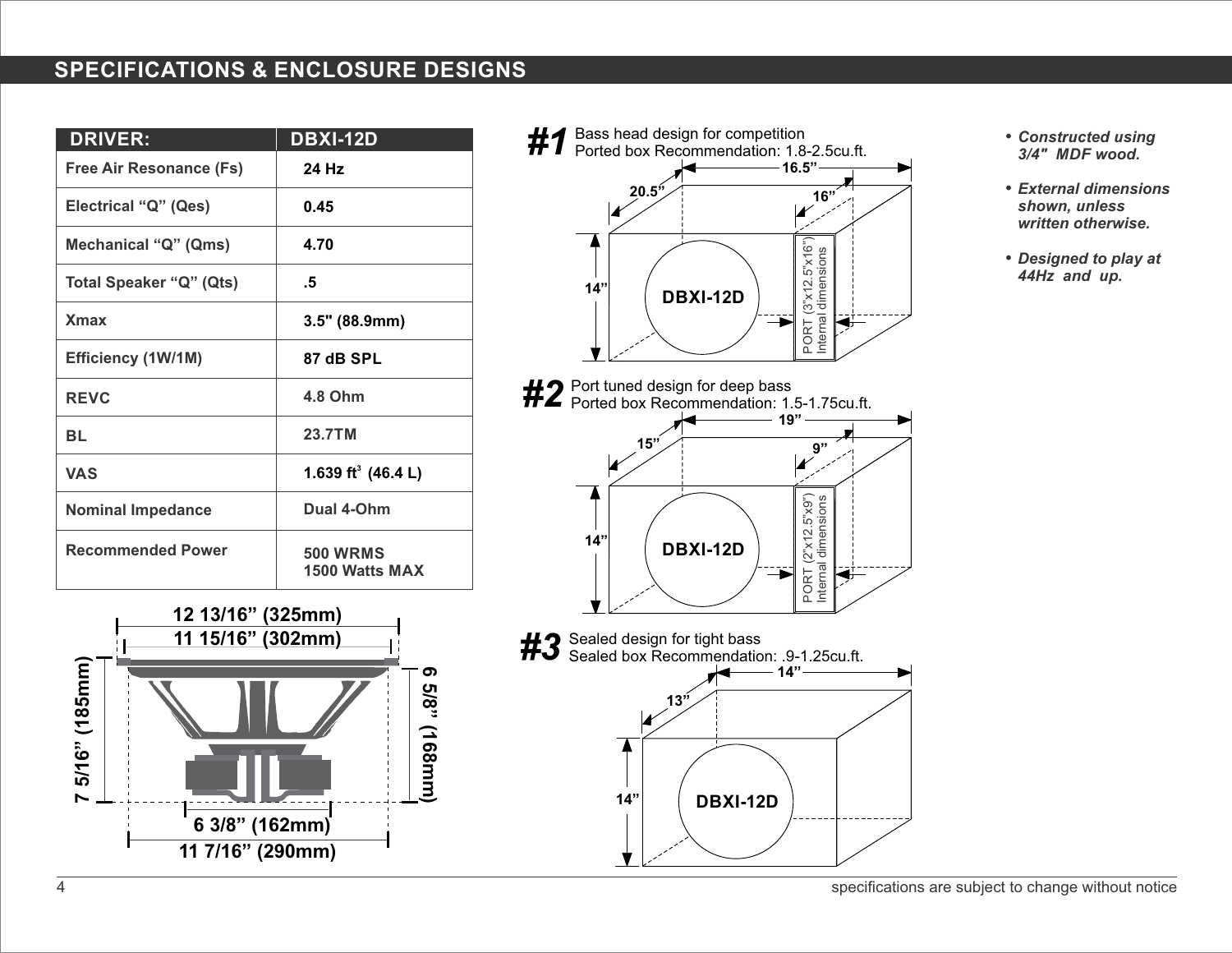## SPECIFICATIONS & ENCLOSURE DESIGNS

| DRIVER: | DBXI-12D |
| --- | --- |
| Free Air Resonance (Fs) | 24 Hz |
| Electrical "Q" (Qes) | 0.45 |
| Mechanical "Q" (Qms) | 4.70 |
| Total Speaker "Q" (Qts) | .5 |
| Xmax | 3.5" (88.9mm) |
| Efficiency (1W/1M) | 87 dB SPL |
| REVC | 4.8 Ohm |
| BL | 23.7TM |
| VAS | 1.639 $ft^3$ (46.4 L) |
| Nominal Impedance | Dual 4-Ohm |
| Recommended Power | 500 WRMS<br>1500 Watts MAX |

12 13/16" (325mm)

11 15/16" (302mm)

7 5/16" (185mm)

6 5/8" (168mm)

6 3/8" (162mm)

11 7/16" (290mm)

**#1** Bass head design for competition
Ported box Recommendation: 1.8-2.5cu.ft.

20.5" | 16.5" | 16" | 14"

DBXI-12D

PORT (3"x12.5"x16") Internal dimensions

**#2** Port tuned design for deep bass
Ported box Recommendation: 1.5-1.75cu.ft.

15" | 19" | 9" | 14"

DBXI-12D

PORT (2"x12.5"x9") Internal dimensions

**#3** Sealed design for tight bass
Sealed box Recommendation: .9-1.25cu.ft.

13" | 14" | 14"

DBXI-12D

- *Constructed using 3/4" MDF wood.*
- *External dimensions shown, unless written otherwise.*
- *Designed to play at 44Hz and up.*

specifications are subject to change without notice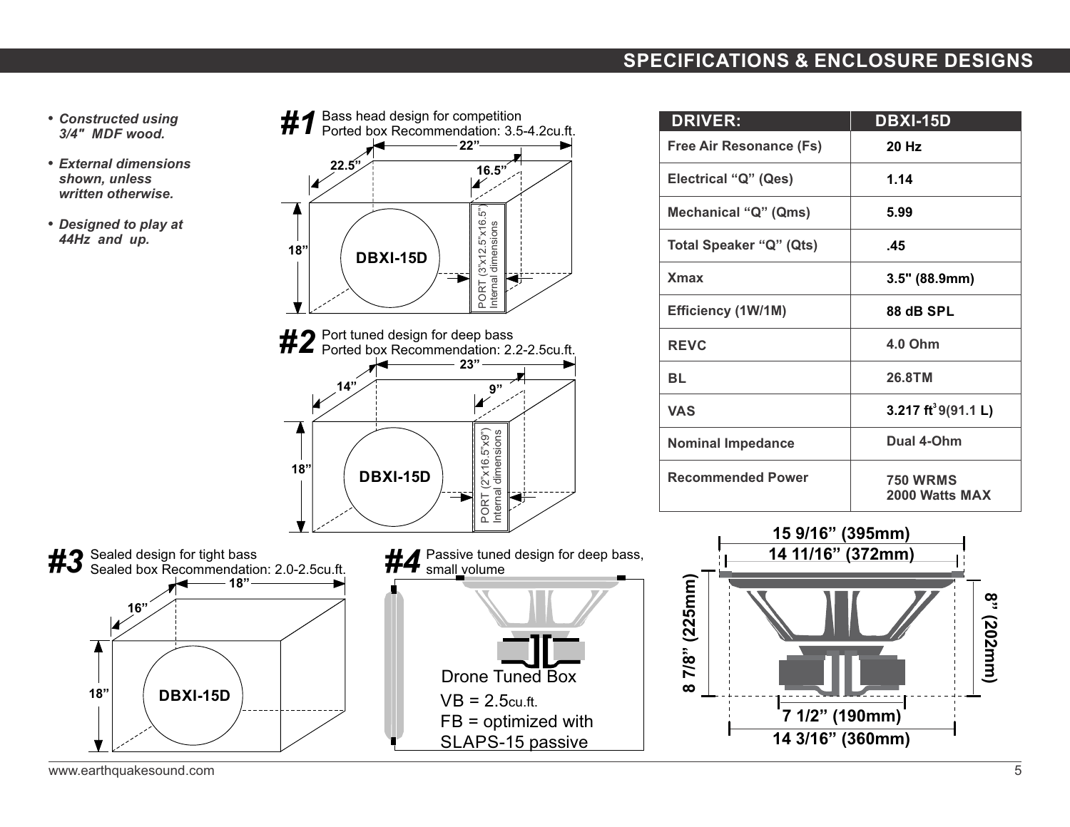## SPECIFICATIONS & ENCLOSURE DESIGNS

- ***Constructed using 3/4" MDF wood.***
- ***External dimensions shown, unless written otherwise.***
- ***Designed to play at 44Hz and up.***

**#1** Bass head design for competition
Ported box Recommendation: 3.5-4.2cu.ft.

22.5" | 22" | 16.5" | 18" | DBXI-15D | PORT (3"x12.5"x16.5") Internal dimensions

**#2** Port tuned design for deep bass
Ported box Recommendation: 2.2-2.5cu.ft.

14" | 23" | 9" | 18" | DBXI-15D | PORT (2"x16.5"x9") Internal dimensions

**#3** Sealed design for tight bass
Sealed box Recommendation: 2.0-2.5cu.ft.

16" | 18" | 18" | DBXI-15D

**#4** Passive tuned design for deep bass, small volume

Drone Tuned Box
VB = 2.5cu.ft.
FB = optimized with SLAPS-15 passive

| DRIVER: | DBXI-15D |
|---|---|
| Free Air Resonance (Fs) | 20 Hz |
| Electrical "Q" (Qes) | 1.14 |
| Mechanical "Q" (Qms) | 5.99 |
| Total Speaker "Q" (Qts) | .45 |
| Xmax | 3.5" (88.9mm) |
| Efficiency (1W/1M) | 88 dB SPL |
| REVC | 4.0 Ohm |
| BL | 26.8TM |
| VAS | 3.217 $ft^3$ 9(91.1 L) |
| Nominal Impedance | Dual 4-Ohm |
| Recommended Power | 750 WRMS<br>2000 Watts MAX |

15 9/16" (395mm)
14 11/16" (372mm)
8 7/8" (225mm)
8" (202mm)
7 1/2" (190mm)
14 3/16" (360mm)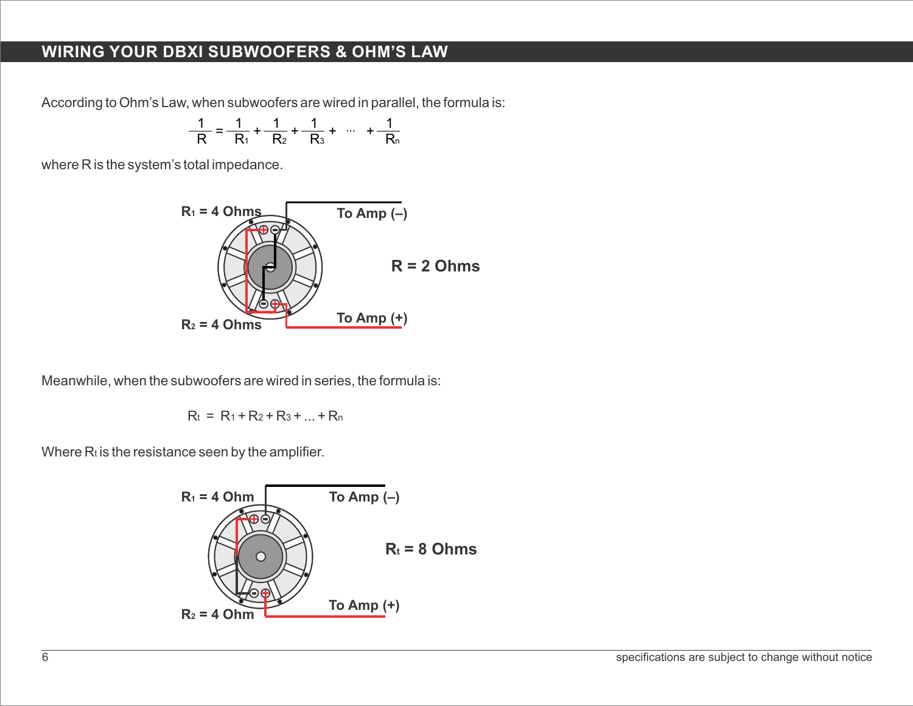## WIRING YOUR DBXI SUBWOOFERS & OHM'S LAW

According to Ohm's Law, when subwoofers are wired in parallel, the formula is:

$$\frac{1}{R} = \frac{1}{R_1} + \frac{1}{R_2} + \frac{1}{R_3} + \cdots + \frac{1}{R_n}$$

where R is the system's total impedance.

$R_1$ = 4 Ohms

To Amp (–)

R = 2 Ohms

$R_2$ = 4 Ohms

To Amp (+)

Meanwhile, when the subwoofers are wired in series, the formula is:

$$R_t = R_1 + R_2 + R_3 + \ldots + R_n$$

Where $R_t$ is the resistance seen by the amplifier.

$R_1$ = 4 Ohm

To Amp (–)

$R_t$ = 8 Ohms

$R_2$ = 4 Ohm

To Amp (+)

specifications are subject to change without notice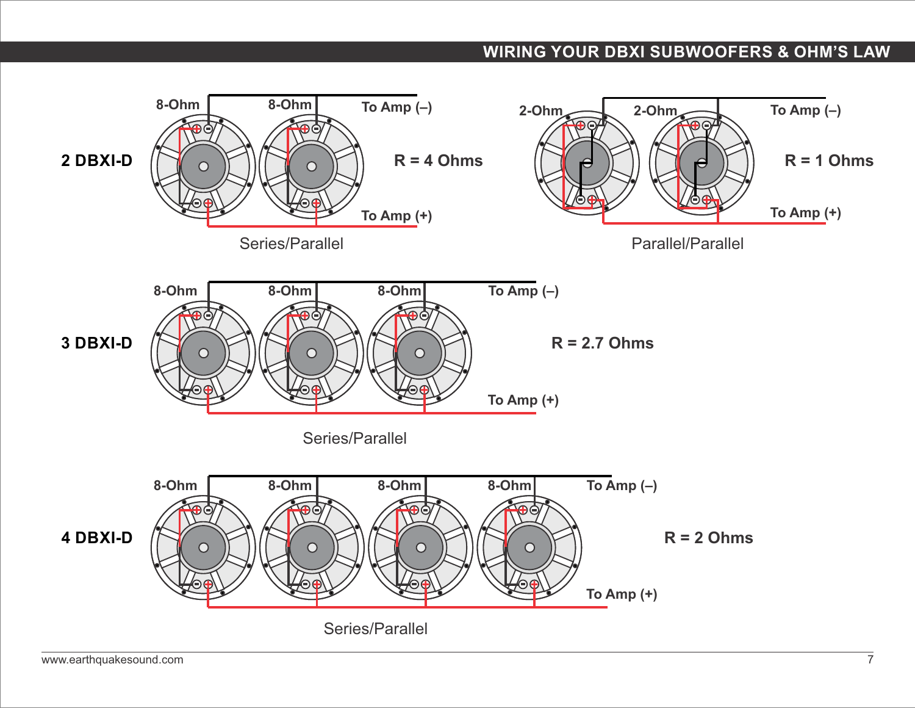# WIRING YOUR DBXI SUBWOOFERS & OHM'S LAW

**2 DBXI-D**

8-Ohm 8-Ohm To Amp (–)

**R = 4 Ohms**

To Amp (+)

Series/Parallel

2-Ohm 2-Ohm To Amp (–)

**R = 1 Ohms**

To Amp (+)

Parallel/Parallel

**3 DBXI-D**

8-Ohm 8-Ohm 8-Ohm To Amp (–)

**R = 2.7 Ohms**

To Amp (+)

Series/Parallel

**4 DBXI-D**

8-Ohm 8-Ohm 8-Ohm 8-Ohm To Amp (–)

**R = 2 Ohms**

To Amp (+)

Series/Parallel

www.earthquakesound.com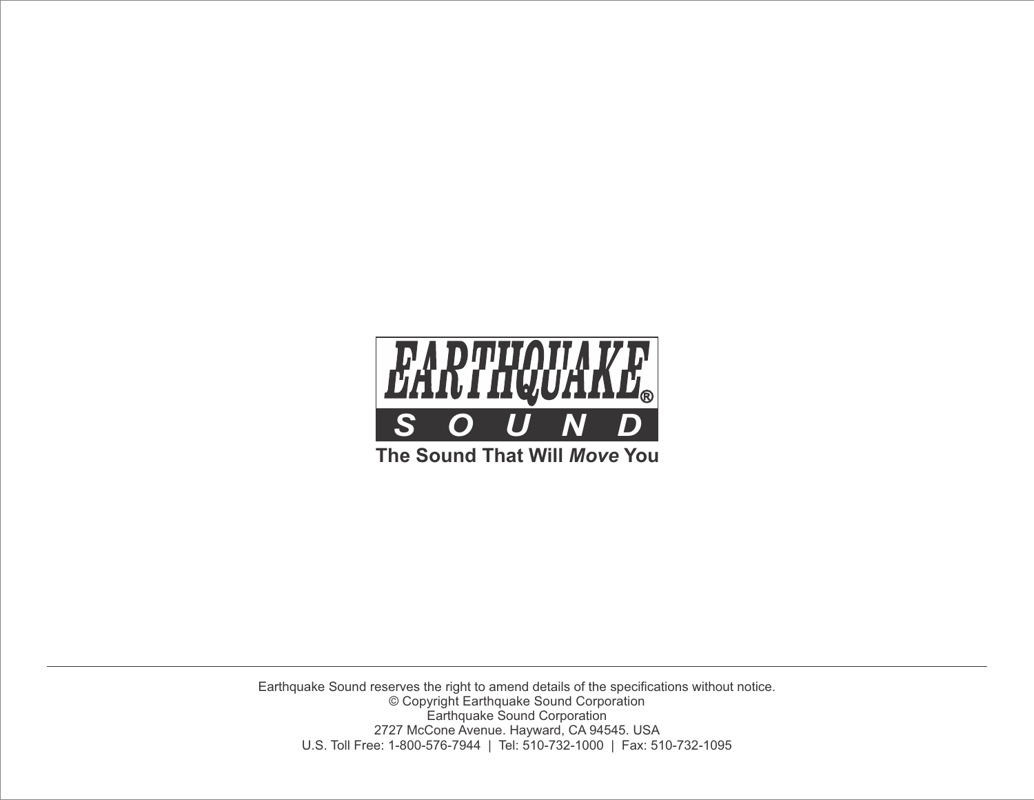EARTHQUAKE®

S O U N D

**The Sound That Will *Move* You**

---

Earthquake Sound reserves the right to amend details of the specifications without notice.
© Copyright Earthquake Sound Corporation
Earthquake Sound Corporation
2727 McCone Avenue. Hayward, CA 94545. USA
U.S. Toll Free: 1-800-576-7944 | Tel: 510-732-1000 | Fax: 510-732-1095